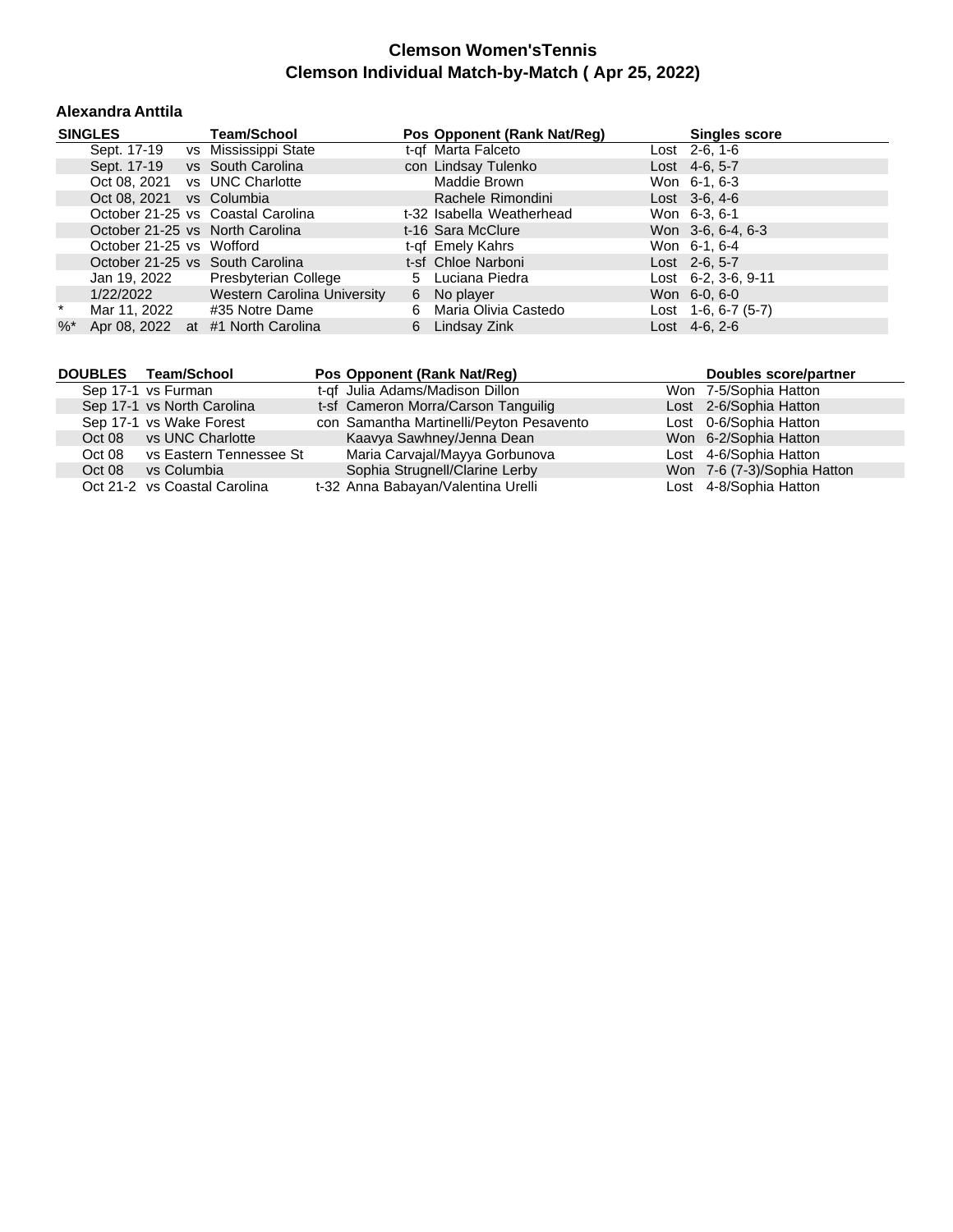# Clemson Women'sTennis
## Clemson Individual Match-by-Match ( Apr 25, 2022)

### Alexandra Anttila

| SINGLES | | | Team/School | Pos | Opponent (Rank Nat/Reg) | Singles score |
|---|---|---|---|---|---|---|
| | Sept. 17-19 | vs | Mississippi State | t-qf | Marta Falceto | Lost 2-6, 1-6 |
| | Sept. 17-19 | vs | South Carolina | con | Lindsay Tulenko | Lost 4-6, 5-7 |
| | Oct 08, 2021 | vs | UNC Charlotte | | Maddie Brown | Won 6-1, 6-3 |
| | Oct 08, 2021 | vs | Columbia | | Rachele Rimondini | Lost 3-6, 4-6 |
| | October 21-25 | vs | Coastal Carolina | t-32 | Isabella Weatherhead | Won 6-3, 6-1 |
| | October 21-25 | vs | North Carolina | t-16 | Sara McClure | Won 3-6, 6-4, 6-3 |
| | October 21-25 | vs | Wofford | t-qf | Emely Kahrs | Won 6-1, 6-4 |
| | October 21-25 | vs | South Carolina | t-sf | Chloe Narboni | Lost 2-6, 5-7 |
| | Jan 19, 2022 | | Presbyterian College | 5 | Luciana Piedra | Lost 6-2, 3-6, 9-11 |
| | 1/22/2022 | | Western Carolina University | 6 | No player | Won 6-0, 6-0 |
| * | Mar 11, 2022 | | #35 Notre Dame | 6 | Maria Olivia Castedo | Lost 1-6, 6-7 (5-7) |
| %* | Apr 08, 2022 | at | #1 North Carolina | 6 | Lindsay Zink | Lost 4-6, 2-6 |

| DOUBLES | Team/School | Pos | Opponent (Rank Nat/Reg) | Doubles score/partner |
|---|---|---|---|---|
| Sep 17-1 | vs Furman | t-qf | Julia Adams/Madison Dillon | Won 7-5/Sophia Hatton |
| Sep 17-1 | vs North Carolina | t-sf | Cameron Morra/Carson Tanguilig | Lost 2-6/Sophia Hatton |
| Sep 17-1 | vs Wake Forest | con | Samantha Martinelli/Peyton Pesavento | Lost 0-6/Sophia Hatton |
| Oct 08 | vs UNC Charlotte | | Kaavya Sawhney/Jenna Dean | Won 6-2/Sophia Hatton |
| Oct 08 | vs Eastern Tennessee St | | Maria Carvajal/Mayya Gorbunova | Lost 4-6/Sophia Hatton |
| Oct 08 | vs Columbia | | Sophia Strugnell/Clarine Lerby | Won 7-6 (7-3)/Sophia Hatton |
| Oct 21-2 | vs Coastal Carolina | t-32 | Anna Babayan/Valentina Urelli | Lost 4-8/Sophia Hatton |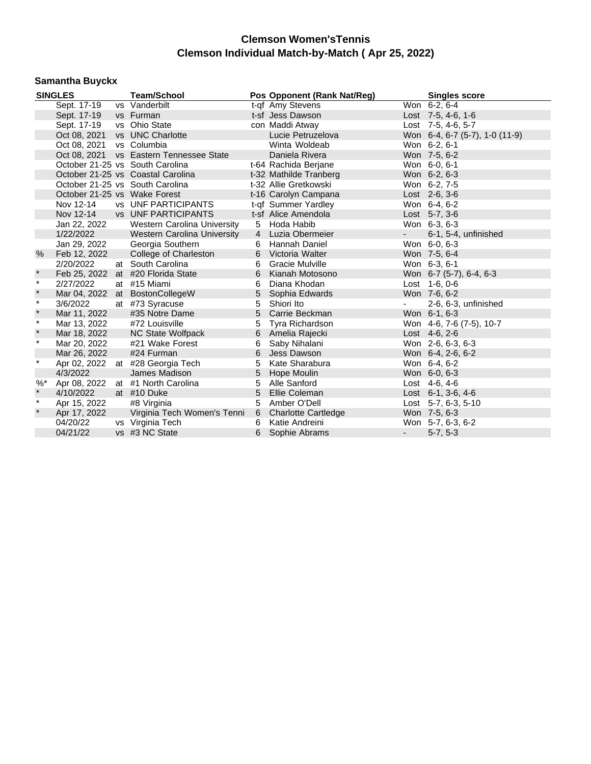## Clemson Women'sTennis
## Clemson Individual Match-by-Match ( Apr 25, 2022)

### Samantha Buyckx

| SINGLES | | | Team/School | Pos | Opponent (Rank Nat/Reg) | | Singles score |
|---|---|---|---|---|---|---|---|
| | Sept. 17-19 | vs | Vanderbilt | t-qf | Amy Stevens | Won | 6-2, 6-4 |
| | Sept. 17-19 | vs | Furman | t-sf | Jess Dawson | Lost | 7-5, 4-6, 1-6 |
| | Sept. 17-19 | vs | Ohio State | con | Maddi Atway | Lost | 7-5, 4-6, 5-7 |
| | Oct 08, 2021 | vs | UNC Charlotte | | Lucie Petruzelova | Won | 6-4, 6-7 (5-7), 1-0 (11-9) |
| | Oct 08, 2021 | vs | Columbia | | Winta Woldeab | Won | 6-2, 6-1 |
| | Oct 08, 2021 | vs | Eastern Tennessee State | | Daniela Rivera | Won | 7-5, 6-2 |
| | October 21-25 | vs | South Carolina | t-64 | Rachida Berjane | Won | 6-0, 6-1 |
| | October 21-25 | vs | Coastal Carolina | t-32 | Mathilde Tranberg | Won | 6-2, 6-3 |
| | October 21-25 | vs | South Carolina | t-32 | Allie Gretkowski | Won | 6-2, 7-5 |
| | October 21-25 | vs | Wake Forest | t-16 | Carolyn Campana | Lost | 2-6, 3-6 |
| | Nov 12-14 | vs | UNF PARTICIPANTS | t-qf | Summer Yardley | Won | 6-4, 6-2 |
| | Nov 12-14 | vs | UNF PARTICIPANTS | t-sf | Alice Amendola | Lost | 5-7, 3-6 |
| | Jan 22, 2022 | | Western Carolina University | 5 | Hoda Habib | Won | 6-3, 6-3 |
| | 1/22/2022 | | Western Carolina University | 4 | Luzia Obermeier | - | 6-1, 5-4, unfinished |
| | Jan 29, 2022 | | Georgia Southern | 6 | Hannah Daniel | Won | 6-0, 6-3 |
| % | Feb 12, 2022 | | College of Charleston | 6 | Victoria Walter | Won | 7-5, 6-4 |
| | 2/20/2022 | at | South Carolina | 6 | Gracie Mulville | Won | 6-3, 6-1 |
| * | Feb 25, 2022 | at | #20 Florida State | 6 | Kianah Motosono | Won | 6-7 (5-7), 6-4, 6-3 |
| * | 2/27/2022 | at | #15 Miami | 6 | Diana Khodan | Lost | 1-6, 0-6 |
| * | Mar 04, 2022 | at | BostonCollegeW | 5 | Sophia Edwards | Won | 7-6, 6-2 |
| * | 3/6/2022 | at | #73 Syracuse | 5 | Shiori Ito | - | 2-6, 6-3, unfinished |
| * | Mar 11, 2022 | | #35 Notre Dame | 5 | Carrie Beckman | Won | 6-1, 6-3 |
| * | Mar 13, 2022 | | #72 Louisville | 5 | Tyra Richardson | Won | 4-6, 7-6 (7-5), 10-7 |
| * | Mar 18, 2022 | | NC State Wolfpack | 6 | Amelia Rajecki | Lost | 4-6, 2-6 |
| * | Mar 20, 2022 | | #21 Wake Forest | 6 | Saby Nihalani | Won | 2-6, 6-3, 6-3 |
| | Mar 26, 2022 | | #24 Furman | 6 | Jess Dawson | Won | 6-4, 2-6, 6-2 |
| * | Apr 02, 2022 | at | #28 Georgia Tech | 5 | Kate Sharabura | Won | 6-4, 6-2 |
| | 4/3/2022 | | James Madison | 5 | Hope Moulin | Won | 6-0, 6-3 |
| %* | Apr 08, 2022 | at | #1 North Carolina | 5 | Alle Sanford | Lost | 4-6, 4-6 |
| * | 4/10/2022 | at | #10 Duke | 5 | Ellie Coleman | Lost | 6-1, 3-6, 4-6 |
| * | Apr 15, 2022 | | #8 Virginia | 5 | Amber O'Dell | Lost | 5-7, 6-3, 5-10 |
| * | Apr 17, 2022 | | Virginia Tech Women's Tenni | 6 | Charlotte Cartledge | Won | 7-5, 6-3 |
| | 04/20/22 | vs | Virginia Tech | 6 | Katie Andreini | Won | 5-7, 6-3, 6-2 |
| | 04/21/22 | vs | #3 NC State | 6 | Sophie Abrams | - | 5-7, 5-3 |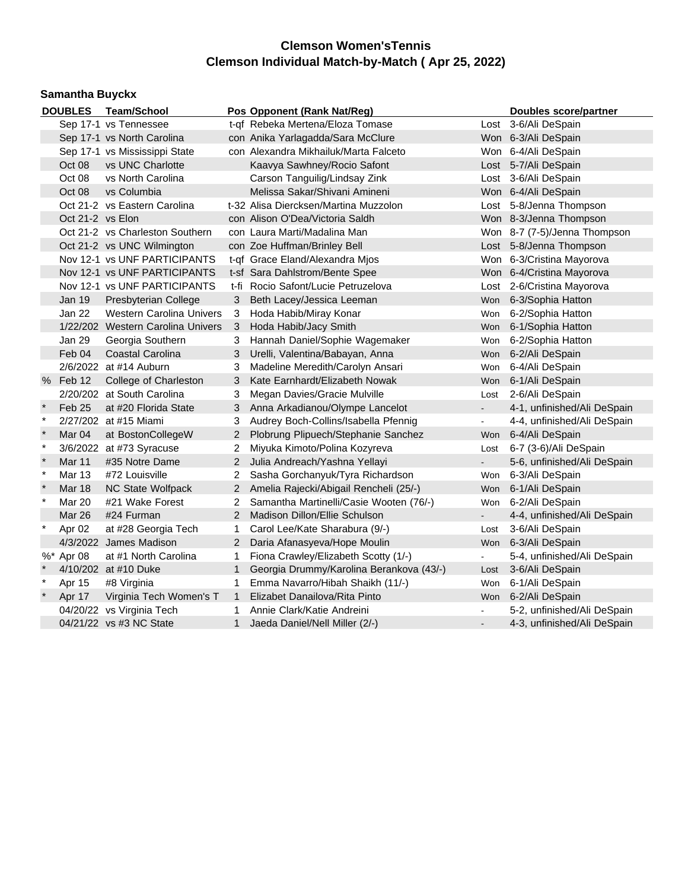# Clemson Women'sTennis
## Clemson Individual Match-by-Match ( Apr 25, 2022)

### Samantha Buyckx

| | DOUBLES | Team/School | Pos | Opponent (Rank Nat/Reg) | | Doubles score/partner |
|---|---|---|---|---|---|---|
| | Sep 17-1 | vs Tennessee | t-qf | Rebeka Mertena/Eloza Tomase | Lost | 3-6/Ali DeSpain |
| | Sep 17-1 | vs North Carolina | con | Anika Yarlagadda/Sara McClure | Won | 6-3/Ali DeSpain |
| | Sep 17-1 | vs Mississippi State | con | Alexandra Mikhailuk/Marta Falceto | Won | 6-4/Ali DeSpain |
| | Oct 08 | vs UNC Charlotte | | Kaavya Sawhney/Rocio Safont | Lost | 5-7/Ali DeSpain |
| | Oct 08 | vs North Carolina | | Carson Tanguilig/Lindsay Zink | Lost | 3-6/Ali DeSpain |
| | Oct 08 | vs Columbia | | Melissa Sakar/Shivani Amineni | Won | 6-4/Ali DeSpain |
| | Oct 21-2 | vs Eastern Carolina | t-32 | Alisa Diercksen/Martina Muzzolon | Lost | 5-8/Jenna Thompson |
| | Oct 21-2 | vs Elon | con | Alison O'Dea/Victoria Saldh | Won | 8-3/Jenna Thompson |
| | Oct 21-2 | vs Charleston Southern | con | Laura Marti/Madalina Man | Won | 8-7 (7-5)/Jenna Thompson |
| | Oct 21-2 | vs UNC Wilmington | con | Zoe Huffman/Brinley Bell | Lost | 5-8/Jenna Thompson |
| | Nov 12-1 | vs UNF PARTICIPANTS | t-qf | Grace Eland/Alexandra Mjos | Won | 6-3/Cristina Mayorova |
| | Nov 12-1 | vs UNF PARTICIPANTS | t-sf | Sara Dahlstrom/Bente Spee | Won | 6-4/Cristina Mayorova |
| | Nov 12-1 | vs UNF PARTICIPANTS | t-fi | Rocio Safont/Lucie Petruzelova | Lost | 2-6/Cristina Mayorova |
| | Jan 19 | Presbyterian College | 3 | Beth Lacey/Jessica Leeman | Won | 6-3/Sophia Hatton |
| | Jan 22 | Western Carolina Univers | 3 | Hoda Habib/Miray Konar | Won | 6-2/Sophia Hatton |
| | 1/22/202 | Western Carolina Univers | 3 | Hoda Habib/Jacy Smith | Won | 6-1/Sophia Hatton |
| | Jan 29 | Georgia Southern | 3 | Hannah Daniel/Sophie Wagemaker | Won | 6-2/Sophia Hatton |
| | Feb 04 | Coastal Carolina | 3 | Urelli, Valentina/Babayan, Anna | Won | 6-2/Ali DeSpain |
| | 2/6/2022 | at #14 Auburn | 3 | Madeline Meredith/Carolyn Ansari | Won | 6-4/Ali DeSpain |
| % | Feb 12 | College of Charleston | 3 | Kate Earnhardt/Elizabeth Nowak | Won | 6-1/Ali DeSpain |
| | 2/20/202 | at South Carolina | 3 | Megan Davies/Gracie Mulville | Lost | 2-6/Ali DeSpain |
| * | Feb 25 | at #20 Florida State | 3 | Anna Arkadianou/Olympe Lancelot | - | 4-1, unfinished/Ali DeSpain |
| * | 2/27/202 | at #15 Miami | 3 | Audrey Boch-Collins/Isabella Pfennig | - | 4-4, unfinished/Ali DeSpain |
| * | Mar 04 | at BostonCollegeW | 2 | Plobrung Plipuech/Stephanie Sanchez | Won | 6-4/Ali DeSpain |
| * | 3/6/2022 | at #73 Syracuse | 2 | Miyuka Kimoto/Polina Kozyreva | Lost | 6-7 (3-6)/Ali DeSpain |
| * | Mar 11 | #35 Notre Dame | 2 | Julia Andreach/Yashna Yellayi | - | 5-6, unfinished/Ali DeSpain |
| * | Mar 13 | #72 Louisville | 2 | Sasha Gorchanyuk/Tyra Richardson | Won | 6-3/Ali DeSpain |
| * | Mar 18 | NC State Wolfpack | 2 | Amelia Rajecki/Abigail Rencheli (25/-) | Won | 6-1/Ali DeSpain |
| * | Mar 20 | #21 Wake Forest | 2 | Samantha Martinelli/Casie Wooten (76/-) | Won | 6-2/Ali DeSpain |
| | Mar 26 | #24 Furman | 2 | Madison Dillon/Ellie Schulson | - | 4-4, unfinished/Ali DeSpain |
| * | Apr 02 | at #28 Georgia Tech | 1 | Carol Lee/Kate Sharabura (9/-) | Lost | 3-6/Ali DeSpain |
| | 4/3/2022 | James Madison | 2 | Daria Afanasyeva/Hope Moulin | Won | 6-3/Ali DeSpain |
| %* | Apr 08 | at #1 North Carolina | 1 | Fiona Crawley/Elizabeth Scotty (1/-) | - | 5-4, unfinished/Ali DeSpain |
| * | 4/10/202 | at #10 Duke | 1 | Georgia Drummy/Karolina Berankova (43/-) | Lost | 3-6/Ali DeSpain |
| * | Apr 15 | #8 Virginia | 1 | Emma Navarro/Hibah Shaikh (11/-) | Won | 6-1/Ali DeSpain |
| * | Apr 17 | Virginia Tech Women's T | 1 | Elizabet Danailova/Rita Pinto | Won | 6-2/Ali DeSpain |
| | 04/20/22 | vs Virginia Tech | 1 | Annie Clark/Katie Andreini | - | 5-2, unfinished/Ali DeSpain |
| | 04/21/22 | vs #3 NC State | 1 | Jaeda Daniel/Nell Miller (2/-) | - | 4-3, unfinished/Ali DeSpain |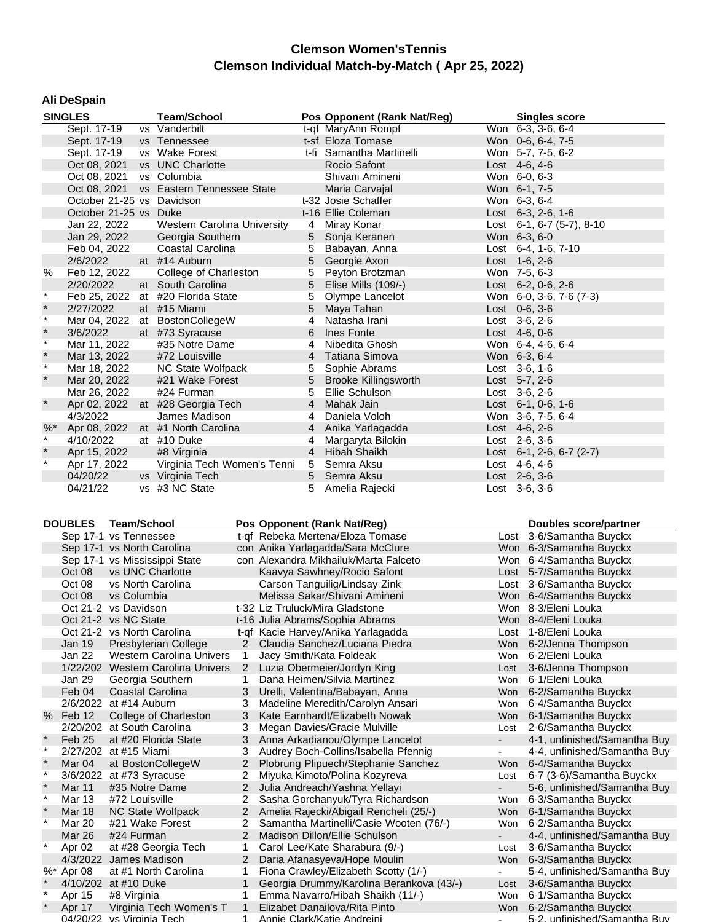# Clemson Women'sTennis
## Clemson Individual Match-by-Match ( Apr 25, 2022)

### Ali DeSpain

| | SINGLES | | Team/School | Pos | Opponent (Rank Nat/Reg) | | Singles score |
|---|---|---|---|---|---|---|---|
| | Sept. 17-19 | vs | Vanderbilt | t-qf | MaryAnn Rompf | Won | 6-3, 3-6, 6-4 |
| | Sept. 17-19 | vs | Tennessee | t-sf | Eloza Tomase | Won | 0-6, 6-4, 7-5 |
| | Sept. 17-19 | vs | Wake Forest | t-fi | Samantha Martinelli | Won | 5-7, 7-5, 6-2 |
| | Oct 08, 2021 | vs | UNC Charlotte | | Rocio Safont | Lost | 4-6, 4-6 |
| | Oct 08, 2021 | vs | Columbia | | Shivani Amineni | Won | 6-0, 6-3 |
| | Oct 08, 2021 | vs | Eastern Tennessee State | | Maria Carvajal | Won | 6-1, 7-5 |
| | October 21-25 | vs | Davidson | t-32 | Josie Schaffer | Won | 6-3, 6-4 |
| | October 21-25 | vs | Duke | t-16 | Ellie Coleman | Lost | 6-3, 2-6, 1-6 |
| | Jan 22, 2022 | | Western Carolina University | 4 | Miray Konar | Lost | 6-1, 6-7 (5-7), 8-10 |
| | Jan 29, 2022 | | Georgia Southern | 5 | Sonja Keranen | Won | 6-3, 6-0 |
| | Feb 04, 2022 | | Coastal Carolina | 5 | Babayan, Anna | Lost | 6-4, 1-6, 7-10 |
| | 2/6/2022 | at | #14 Auburn | 5 | Georgie Axon | Lost | 1-6, 2-6 |
| % | Feb 12, 2022 | | College of Charleston | 5 | Peyton Brotzman | Won | 7-5, 6-3 |
| | 2/20/2022 | at | South Carolina | 5 | Elise Mills (109/-) | Lost | 6-2, 0-6, 2-6 |
| * | Feb 25, 2022 | at | #20 Florida State | 5 | Olympe Lancelot | Won | 6-0, 3-6, 7-6 (7-3) |
| * | 2/27/2022 | at | #15 Miami | 5 | Maya Tahan | Lost | 0-6, 3-6 |
| * | Mar 04, 2022 | at | BostonCollegeW | 4 | Natasha Irani | Lost | 3-6, 2-6 |
| * | 3/6/2022 | at | #73 Syracuse | 6 | Ines Fonte | Lost | 4-6, 0-6 |
| * | Mar 11, 2022 | | #35 Notre Dame | 4 | Nibedita Ghosh | Won | 6-4, 4-6, 6-4 |
| * | Mar 13, 2022 | | #72 Louisville | 4 | Tatiana Simova | Won | 6-3, 6-4 |
| * | Mar 18, 2022 | | NC State Wolfpack | 5 | Sophie Abrams | Lost | 3-6, 1-6 |
| * | Mar 20, 2022 | | #21 Wake Forest | 5 | Brooke Killingsworth | Lost | 5-7, 2-6 |
| | Mar 26, 2022 | | #24 Furman | 5 | Ellie Schulson | Lost | 3-6, 2-6 |
| * | Apr 02, 2022 | at | #28 Georgia Tech | 4 | Mahak Jain | Lost | 6-1, 0-6, 1-6 |
| | 4/3/2022 | | James Madison | 4 | Daniela Voloh | Won | 3-6, 7-5, 6-4 |
| %* | Apr 08, 2022 | at | #1 North Carolina | 4 | Anika Yarlagadda | Lost | 4-6, 2-6 |
| * | 4/10/2022 | at | #10 Duke | 4 | Margaryta Bilokin | Lost | 2-6, 3-6 |
| * | Apr 15, 2022 | | #8 Virginia | 4 | Hibah Shaikh | Lost | 6-1, 2-6, 6-7 (2-7) |
| * | Apr 17, 2022 | | Virginia Tech Women's Tenni | 5 | Semra Aksu | Lost | 4-6, 4-6 |
| | 04/20/22 | vs | Virginia Tech | 5 | Semra Aksu | Lost | 2-6, 3-6 |
| | 04/21/22 | vs | #3 NC State | 5 | Amelia Rajecki | Lost | 3-6, 3-6 |

| | DOUBLES | Team/School | Pos | Opponent (Rank Nat/Reg) | | Doubles score/partner |
|---|---|---|---|---|---|---|
| | Sep 17-1 | vs Tennessee | t-qf | Rebeka Mertena/Eloza Tomase | Lost | 3-6/Samantha Buyckx |
| | Sep 17-1 | vs North Carolina | con | Anika Yarlagadda/Sara McClure | Won | 6-3/Samantha Buyckx |
| | Sep 17-1 | vs Mississippi State | con | Alexandra Mikhailuk/Marta Falceto | Won | 6-4/Samantha Buyckx |
| | Oct 08 | vs UNC Charlotte | | Kaavya Sawhney/Rocio Safont | Lost | 5-7/Samantha Buyckx |
| | Oct 08 | vs North Carolina | | Carson Tanguilig/Lindsay Zink | Lost | 3-6/Samantha Buyckx |
| | Oct 08 | vs Columbia | | Melissa Sakar/Shivani Amineni | Won | 6-4/Samantha Buyckx |
| | Oct 21-2 | vs Davidson | t-32 | Liz Truluck/Mira Gladstone | Won | 8-3/Eleni Louka |
| | Oct 21-2 | vs NC State | t-16 | Julia Abrams/Sophia Abrams | Won | 8-4/Eleni Louka |
| | Oct 21-2 | vs North Carolina | t-qf | Kacie Harvey/Anika Yarlagadda | Lost | 1-8/Eleni Louka |
| | Jan 19 | Presbyterian College | 2 | Claudia Sanchez/Luciana Piedra | Won | 6-2/Jenna Thompson |
| | Jan 22 | Western Carolina Univers | 1 | Jacy Smith/Kata Foldeak | Won | 6-2/Eleni Louka |
| | 1/22/202 | Western Carolina Univers | 2 | Luzia Obermeier/Jordyn King | Lost | 3-6/Jenna Thompson |
| | Jan 29 | Georgia Southern | 1 | Dana Heimen/Silvia Martinez | Won | 6-1/Eleni Louka |
| | Feb 04 | Coastal Carolina | 3 | Urelli, Valentina/Babayan, Anna | Won | 6-2/Samantha Buyckx |
| | 2/6/2022 | at #14 Auburn | 3 | Madeline Meredith/Carolyn Ansari | Won | 6-4/Samantha Buyckx |
| % | Feb 12 | College of Charleston | 3 | Kate Earnhardt/Elizabeth Nowak | Won | 6-1/Samantha Buyckx |
| | 2/20/202 | at South Carolina | 3 | Megan Davies/Gracie Mulville | Lost | 2-6/Samantha Buyckx |
| * | Feb 25 | at #20 Florida State | 3 | Anna Arkadianou/Olympe Lancelot | - | 4-1, unfinished/Samantha Buy |
| * | 2/27/202 | at #15 Miami | 3 | Audrey Boch-Collins/Isabella Pfennig | - | 4-4, unfinished/Samantha Buy |
| * | Mar 04 | at BostonCollegeW | 2 | Plobrung Plipuech/Stephanie Sanchez | Won | 6-4/Samantha Buyckx |
| * | 3/6/2022 | at #73 Syracuse | 2 | Miyuka Kimoto/Polina Kozyreva | Lost | 6-7 (3-6)/Samantha Buyckx |
| * | Mar 11 | #35 Notre Dame | 2 | Julia Andreach/Yashna Yellayi | - | 5-6, unfinished/Samantha Buy |
| * | Mar 13 | #72 Louisville | 2 | Sasha Gorchanyuk/Tyra Richardson | Won | 6-3/Samantha Buyckx |
| * | Mar 18 | NC State Wolfpack | 2 | Amelia Rajecki/Abigail Rencheli (25/-) | Won | 6-1/Samantha Buyckx |
| * | Mar 20 | #21 Wake Forest | 2 | Samantha Martinelli/Casie Wooten (76/-) | Won | 6-2/Samantha Buyckx |
| | Mar 26 | #24 Furman | 2 | Madison Dillon/Ellie Schulson | - | 4-4, unfinished/Samantha Buy |
| * | Apr 02 | at #28 Georgia Tech | 1 | Carol Lee/Kate Sharabura (9/-) | Lost | 3-6/Samantha Buyckx |
| | 4/3/2022 | James Madison | 2 | Daria Afanasyeva/Hope Moulin | Won | 6-3/Samantha Buyckx |
| %* | Apr 08 | at #1 North Carolina | 1 | Fiona Crawley/Elizabeth Scotty (1/-) | - | 5-4, unfinished/Samantha Buy |
| * | 4/10/202 | at #10 Duke | 1 | Georgia Drummy/Karolina Berankova (43/-) | Lost | 3-6/Samantha Buyckx |
| * | Apr 15 | #8 Virginia | 1 | Emma Navarro/Hibah Shaikh (11/-) | Won | 6-1/Samantha Buyckx |
| * | Apr 17 | Virginia Tech Women's T | 1 | Elizabet Danailova/Rita Pinto | Won | 6-2/Samantha Buyckx |
| | 04/20/22 | vs Virginia Tech | 1 | Annie Clark/Katie Andreini | - | 5-2, unfinished/Samantha Buy |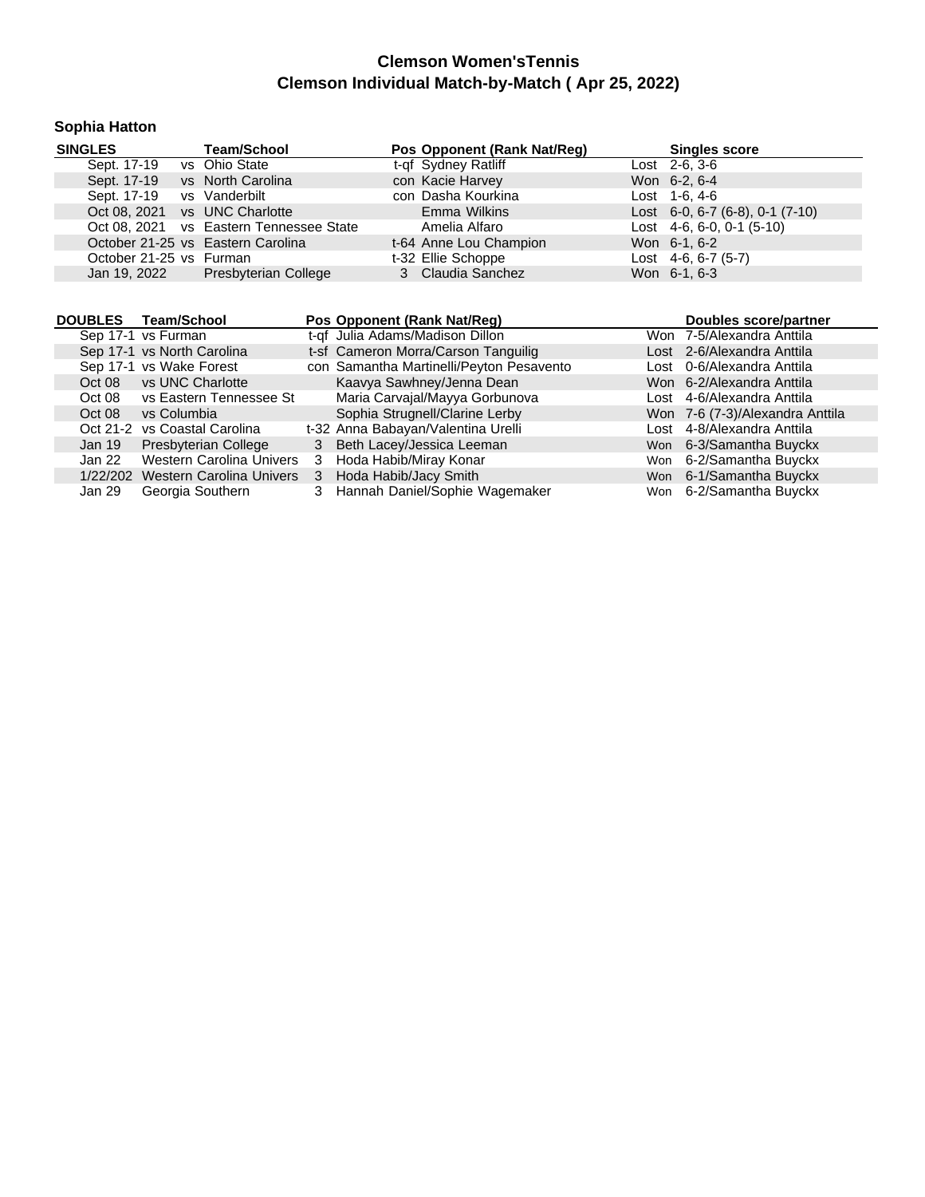# Clemson Women'sTennis
## Clemson Individual Match-by-Match ( Apr 25, 2022)

### Sophia Hatton

| SINGLES | Team/School | Pos | Opponent (Rank Nat/Reg) | | Singles score |
|---|---|---|---|---|---|
| Sept. 17-19 | vs Ohio State | t-qf | Sydney Ratliff | Lost | 2-6, 3-6 |
| Sept. 17-19 | vs North Carolina | con | Kacie Harvey | Won | 6-2, 6-4 |
| Sept. 17-19 | vs Vanderbilt | con | Dasha Kourkina | Lost | 1-6, 4-6 |
| Oct 08, 2021 | vs UNC Charlotte | | Emma Wilkins | Lost | 6-0, 6-7 (6-8), 0-1 (7-10) |
| Oct 08, 2021 | vs Eastern Tennessee State | | Amelia Alfaro | Lost | 4-6, 6-0, 0-1 (5-10) |
| October 21-25 | vs Eastern Carolina | t-64 | Anne Lou Champion | Won | 6-1, 6-2 |
| October 21-25 | vs Furman | t-32 | Ellie Schoppe | Lost | 4-6, 6-7 (5-7) |
| Jan 19, 2022 | Presbyterian College | 3 | Claudia Sanchez | Won | 6-1, 6-3 |

| DOUBLES | Team/School | Pos | Opponent (Rank Nat/Reg) | | Doubles score/partner |
|---|---|---|---|---|---|
| Sep 17-1 | vs Furman | t-qf | Julia Adams/Madison Dillon | Won | 7-5/Alexandra Anttila |
| Sep 17-1 | vs North Carolina | t-sf | Cameron Morra/Carson Tanguilig | Lost | 2-6/Alexandra Anttila |
| Sep 17-1 | vs Wake Forest | con | Samantha Martinelli/Peyton Pesavento | Lost | 0-6/Alexandra Anttila |
| Oct 08 | vs UNC Charlotte | | Kaavya Sawhney/Jenna Dean | Won | 6-2/Alexandra Anttila |
| Oct 08 | vs Eastern Tennessee St | | Maria Carvajal/Mayya Gorbunova | Lost | 4-6/Alexandra Anttila |
| Oct 08 | vs Columbia | | Sophia Strugnell/Clarine Lerby | Won | 7-6 (7-3)/Alexandra Anttila |
| Oct 21-2 | vs Coastal Carolina | t-32 | Anna Babayan/Valentina Urelli | Lost | 4-8/Alexandra Anttila |
| Jan 19 | Presbyterian College | 3 | Beth Lacey/Jessica Leeman | Won | 6-3/Samantha Buyckx |
| Jan 22 | Western Carolina Univers | 3 | Hoda Habib/Miray Konar | Won | 6-2/Samantha Buyckx |
| 1/22/202 | Western Carolina Univers | 3 | Hoda Habib/Jacy Smith | Won | 6-1/Samantha Buyckx |
| Jan 29 | Georgia Southern | 3 | Hannah Daniel/Sophie Wagemaker | Won | 6-2/Samantha Buyckx |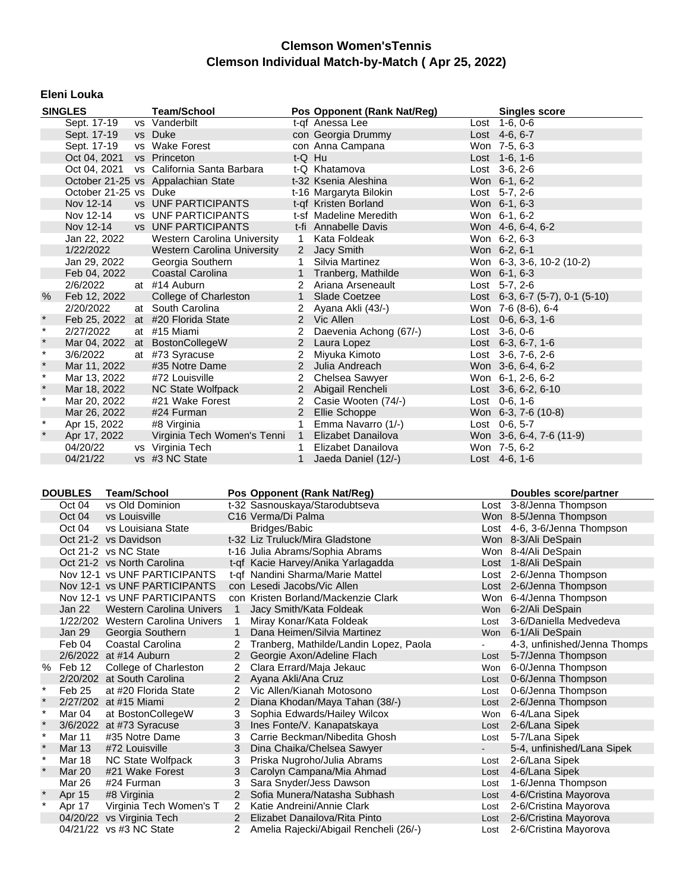# Clemson Women'sTennis
## Clemson Individual Match-by-Match ( Apr 25, 2022)

### Eleni Louka

| SINGLES | | | Team/School | Pos | Opponent (Rank Nat/Reg) | | Singles score |
|---|---|---|---|---|---|---|---|
| | Sept. 17-19 | vs | Vanderbilt | t-qf | Anessa Lee | Lost | 1-6, 0-6 |
| | Sept. 17-19 | vs | Duke | con | Georgia Drummy | Lost | 4-6, 6-7 |
| | Sept. 17-19 | vs | Wake Forest | con | Anna Campana | Won | 7-5, 6-3 |
| | Oct 04, 2021 | vs | Princeton | t-Q | Hu | Lost | 1-6, 1-6 |
| | Oct 04, 2021 | vs | California Santa Barbara | t-Q | Khatamova | Lost | 3-6, 2-6 |
| | October 21-25 | vs | Appalachian State | t-32 | Ksenia Aleshina | Won | 6-1, 6-2 |
| | October 21-25 | vs | Duke | t-16 | Margaryta Bilokin | Lost | 5-7, 2-6 |
| | Nov 12-14 | vs | UNF PARTICIPANTS | t-qf | Kristen Borland | Won | 6-1, 6-3 |
| | Nov 12-14 | vs | UNF PARTICIPANTS | t-sf | Madeline Meredith | Won | 6-1, 6-2 |
| | Nov 12-14 | vs | UNF PARTICIPANTS | t-fi | Annabelle Davis | Won | 4-6, 6-4, 6-2 |
| | Jan 22, 2022 | | Western Carolina University | 1 | Kata Foldeak | Won | 6-2, 6-3 |
| | 1/22/2022 | | Western Carolina University | 2 | Jacy Smith | Won | 6-2, 6-1 |
| | Jan 29, 2022 | | Georgia Southern | 1 | Silvia Martinez | Won | 6-3, 3-6, 10-2 (10-2) |
| | Feb 04, 2022 | | Coastal Carolina | 1 | Tranberg, Mathilde | Won | 6-1, 6-3 |
| | 2/6/2022 | at | #14 Auburn | 2 | Ariana Arseneault | Lost | 5-7, 2-6 |
| % | Feb 12, 2022 | | College of Charleston | 1 | Slade Coetzee | Lost | 6-3, 6-7 (5-7), 0-1 (5-10) |
| | 2/20/2022 | at | South Carolina | 2 | Ayana Akli (43/-) | Won | 7-6 (8-6), 6-4 |
| * | Feb 25, 2022 | at | #20 Florida State | 2 | Vic Allen | Lost | 0-6, 6-3, 1-6 |
| * | 2/27/2022 | at | #15 Miami | 2 | Daevenia Achong (67/-) | Lost | 3-6, 0-6 |
| * | Mar 04, 2022 | at | BostonCollegeW | 2 | Laura Lopez | Lost | 6-3, 6-7, 1-6 |
| * | 3/6/2022 | at | #73 Syracuse | 2 | Miyuka Kimoto | Lost | 3-6, 7-6, 2-6 |
| * | Mar 11, 2022 | | #35 Notre Dame | 2 | Julia Andreach | Won | 3-6, 6-4, 6-2 |
| * | Mar 13, 2022 | | #72 Louisville | 2 | Chelsea Sawyer | Won | 6-1, 2-6, 6-2 |
| * | Mar 18, 2022 | | NC State Wolfpack | 2 | Abigail Rencheli | Lost | 3-6, 6-2, 6-10 |
| * | Mar 20, 2022 | | #21 Wake Forest | 2 | Casie Wooten (74/-) | Lost | 0-6, 1-6 |
| | Mar 26, 2022 | | #24 Furman | 2 | Ellie Schoppe | Won | 6-3, 7-6 (10-8) |
| * | Apr 15, 2022 | | #8 Virginia | 1 | Emma Navarro (1/-) | Lost | 0-6, 5-7 |
| * | Apr 17, 2022 | | Virginia Tech Women's Tenni | 1 | Elizabet Danailova | Won | 3-6, 6-4, 7-6 (11-9) |
| | 04/20/22 | vs | Virginia Tech | 1 | Elizabet Danailova | Won | 7-5, 6-2 |
| | 04/21/22 | vs | #3 NC State | 1 | Jaeda Daniel (12/-) | Lost | 4-6, 1-6 |

| DOUBLES | | Team/School | Pos | Opponent (Rank Nat/Reg) | | Doubles score/partner |
|---|---|---|---|---|---|---|
| | Oct 04 | vs Old Dominion | t-32 | Sasnouskaya/Starodubtseva | Lost | 3-8/Jenna Thompson |
| | Oct 04 | vs Louisville | C16 | Verma/Di Palma | Won | 8-5/Jenna Thompson |
| | Oct 04 | vs Louisiana State | | Bridges/Babic | Lost | 4-6, 3-6/Jenna Thompson |
| | Oct 21-2 | vs Davidson | t-32 | Liz Truluck/Mira Gladstone | Won | 8-3/Ali DeSpain |
| | Oct 21-2 | vs NC State | t-16 | Julia Abrams/Sophia Abrams | Won | 8-4/Ali DeSpain |
| | Oct 21-2 | vs North Carolina | t-qf | Kacie Harvey/Anika Yarlagadda | Lost | 1-8/Ali DeSpain |
| | Nov 12-1 | vs UNF PARTICIPANTS | t-qf | Nandini Sharma/Marie Mattel | Lost | 2-6/Jenna Thompson |
| | Nov 12-1 | vs UNF PARTICIPANTS | con | Lesedi Jacobs/Vic Allen | Lost | 2-6/Jenna Thompson |
| | Nov 12-1 | vs UNF PARTICIPANTS | con | Kristen Borland/Mackenzie Clark | Won | 6-4/Jenna Thompson |
| | Jan 22 | Western Carolina Univers | 1 | Jacy Smith/Kata Foldeak | Won | 6-2/Ali DeSpain |
| | 1/22/202 | Western Carolina Univers | 1 | Miray Konar/Kata Foldeak | Lost | 3-6/Daniella Medvedeva |
| | Jan 29 | Georgia Southern | 1 | Dana Heimen/Silvia Martinez | Won | 6-1/Ali DeSpain |
| | Feb 04 | Coastal Carolina | 2 | Tranberg, Mathilde/Landin Lopez, Paola | - | 4-3, unfinished/Jenna Thomps |
| | 2/6/2022 | at #14 Auburn | 2 | Georgie Axon/Adeline Flach | Lost | 5-7/Jenna Thompson |
| % | Feb 12 | College of Charleston | 2 | Clara Errard/Maja Jekauc | Won | 6-0/Jenna Thompson |
| | 2/20/202 | at South Carolina | 2 | Ayana Akli/Ana Cruz | Lost | 0-6/Jenna Thompson |
| * | Feb 25 | at #20 Florida State | 2 | Vic Allen/Kianah Motosono | Lost | 0-6/Jenna Thompson |
| * | 2/27/202 | at #15 Miami | 2 | Diana Khodan/Maya Tahan (38/-) | Lost | 2-6/Jenna Thompson |
| * | Mar 04 | at BostonCollegeW | 3 | Sophia Edwards/Hailey Wilcox | Won | 6-4/Lana Sipek |
| * | 3/6/2022 | at #73 Syracuse | 3 | Ines Fonte/V. Kanapatskaya | Lost | 2-6/Lana Sipek |
| * | Mar 11 | #35 Notre Dame | 3 | Carrie Beckman/Nibedita Ghosh | Lost | 5-7/Lana Sipek |
| * | Mar 13 | #72 Louisville | 3 | Dina Chaika/Chelsea Sawyer | - | 5-4, unfinished/Lana Sipek |
| * | Mar 18 | NC State Wolfpack | 3 | Priska Nugroho/Julia Abrams | Lost | 2-6/Lana Sipek |
| * | Mar 20 | #21 Wake Forest | 3 | Carolyn Campana/Mia Ahmad | Lost | 4-6/Lana Sipek |
| | Mar 26 | #24 Furman | 3 | Sara Snyder/Jess Dawson | Lost | 1-6/Jenna Thompson |
| * | Apr 15 | #8 Virginia | 2 | Sofia Munera/Natasha Subhash | Lost | 4-6/Cristina Mayorova |
| * | Apr 17 | Virginia Tech Women's T | 2 | Katie Andreini/Annie Clark | Lost | 2-6/Cristina Mayorova |
| | 04/20/22 | vs Virginia Tech | 2 | Elizabet Danailova/Rita Pinto | Lost | 2-6/Cristina Mayorova |
| | 04/21/22 | vs #3 NC State | 2 | Amelia Rajecki/Abigail Rencheli (26/-) | Lost | 2-6/Cristina Mayorova |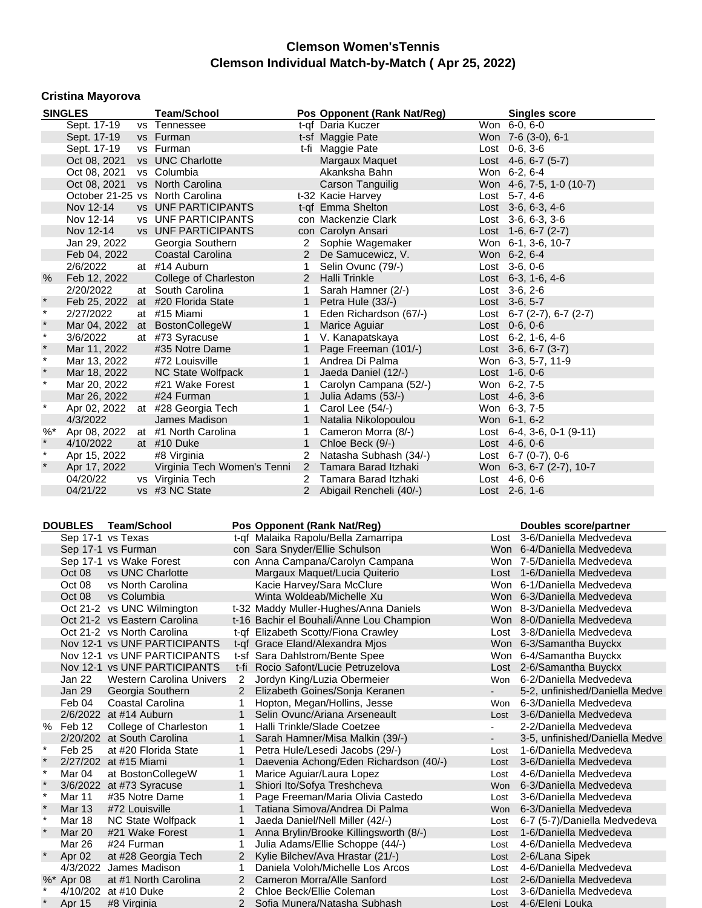# Clemson Women'sTennis

## Clemson Individual Match-by-Match ( Apr 25, 2022)

### Cristina Mayorova

| SINGLES | | | Team/School | Pos | Opponent (Rank Nat/Reg) | | Singles score |
|---|---|---|---|---|---|---|---|
| | Sept. 17-19 | vs | Tennessee | t-qf | Daria Kuczer | Won | 6-0, 6-0 |
| | Sept. 17-19 | vs | Furman | t-sf | Maggie Pate | Won | 7-6 (3-0), 6-1 |
| | Sept. 17-19 | vs | Furman | t-fi | Maggie Pate | Lost | 0-6, 3-6 |
| | Oct 08, 2021 | vs | UNC Charlotte | | Margaux Maquet | Lost | 4-6, 6-7 (5-7) |
| | Oct 08, 2021 | vs | Columbia | | Akanksha Bahn | Won | 6-2, 6-4 |
| | Oct 08, 2021 | vs | North Carolina | | Carson Tanguilig | Won | 4-6, 7-5, 1-0 (10-7) |
| | October 21-25 | vs | North Carolina | t-32 | Kacie Harvey | Lost | 5-7, 4-6 |
| | Nov 12-14 | vs | UNF PARTICIPANTS | t-qf | Emma Shelton | Lost | 3-6, 6-3, 4-6 |
| | Nov 12-14 | vs | UNF PARTICIPANTS | con | Mackenzie Clark | Lost | 3-6, 6-3, 3-6 |
| | Nov 12-14 | vs | UNF PARTICIPANTS | con | Carolyn Ansari | Lost | 1-6, 6-7 (2-7) |
| | Jan 29, 2022 | | Georgia Southern | 2 | Sophie Wagemaker | Won | 6-1, 3-6, 10-7 |
| | Feb 04, 2022 | | Coastal Carolina | 2 | De Samucewicz, V. | Won | 6-2, 6-4 |
| | 2/6/2022 | at | #14 Auburn | 1 | Selin Ovunc (79/-) | Lost | 3-6, 0-6 |
| % | Feb 12, 2022 | | College of Charleston | 2 | Halli Trinkle | Lost | 6-3, 1-6, 4-6 |
| | 2/20/2022 | at | South Carolina | 1 | Sarah Hamner (2/-) | Lost | 3-6, 2-6 |
| * | Feb 25, 2022 | at | #20 Florida State | 1 | Petra Hule (33/-) | Lost | 3-6, 5-7 |
| * | 2/27/2022 | at | #15 Miami | 1 | Eden Richardson (67/-) | Lost | 6-7 (2-7), 6-7 (2-7) |
| * | Mar 04, 2022 | at | BostonCollegeW | 1 | Marice Aguiar | Lost | 0-6, 0-6 |
| * | 3/6/2022 | at | #73 Syracuse | 1 | V. Kanapatskaya | Lost | 6-2, 1-6, 4-6 |
| * | Mar 11, 2022 | | #35 Notre Dame | 1 | Page Freeman (101/-) | Lost | 3-6, 6-7 (3-7) |
| * | Mar 13, 2022 | | #72 Louisville | 1 | Andrea Di Palma | Won | 6-3, 5-7, 11-9 |
| * | Mar 18, 2022 | | NC State Wolfpack | 1 | Jaeda Daniel (12/-) | Lost | 1-6, 0-6 |
| * | Mar 20, 2022 | | #21 Wake Forest | 1 | Carolyn Campana (52/-) | Won | 6-2, 7-5 |
| | Mar 26, 2022 | | #24 Furman | 1 | Julia Adams (53/-) | Lost | 4-6, 3-6 |
| * | Apr 02, 2022 | at | #28 Georgia Tech | 1 | Carol Lee (54/-) | Won | 6-3, 7-5 |
| | 4/3/2022 | | James Madison | 1 | Natalia Nikolopoulou | Won | 6-1, 6-2 |
| %* | Apr 08, 2022 | at | #1 North Carolina | 1 | Cameron Morra (8/-) | Lost | 6-4, 3-6, 0-1 (9-11) |
| * | 4/10/2022 | at | #10 Duke | 1 | Chloe Beck (9/-) | Lost | 4-6, 0-6 |
| * | Apr 15, 2022 | | #8 Virginia | 2 | Natasha Subhash (34/-) | Lost | 6-7 (0-7), 0-6 |
| * | Apr 17, 2022 | | Virginia Tech Women's Tenni | 2 | Tamara Barad Itzhaki | Won | 6-3, 6-7 (2-7), 10-7 |
| | 04/20/22 | vs | Virginia Tech | 2 | Tamara Barad Itzhaki | Lost | 4-6, 0-6 |
| | 04/21/22 | vs | #3 NC State | 2 | Abigail Rencheli (40/-) | Lost | 2-6, 1-6 |

| DOUBLES | | Team/School | Pos | Opponent (Rank Nat/Reg) | | Doubles score/partner |
|---|---|---|---|---|---|---|
| | Sep 17-1 | vs Texas | t-qf | Malaika Rapolu/Bella Zamarripa | Lost | 3-6/Daniella Medvedeva |
| | Sep 17-1 | vs Furman | con | Sara Snyder/Ellie Schulson | Won | 6-4/Daniella Medvedeva |
| | Sep 17-1 | vs Wake Forest | con | Anna Campana/Carolyn Campana | Won | 7-5/Daniella Medvedeva |
| | Oct 08 | vs UNC Charlotte | | Margaux Maquet/Lucia Quiterio | Lost | 1-6/Daniella Medvedeva |
| | Oct 08 | vs North Carolina | | Kacie Harvey/Sara McClure | Won | 6-1/Daniella Medvedeva |
| | Oct 08 | vs Columbia | | Winta Woldeab/Michelle Xu | Won | 6-3/Daniella Medvedeva |
| | Oct 21-2 | vs UNC Wilmington | t-32 | Maddy Muller-Hughes/Anna Daniels | Won | 8-3/Daniella Medvedeva |
| | Oct 21-2 | vs Eastern Carolina | t-16 | Bachir el Bouhali/Anne Lou Champion | Won | 8-0/Daniella Medvedeva |
| | Oct 21-2 | vs North Carolina | t-qf | Elizabeth Scotty/Fiona Crawley | Lost | 3-8/Daniella Medvedeva |
| | Nov 12-1 | vs UNF PARTICIPANTS | t-qf | Grace Eland/Alexandra Mjos | Won | 6-3/Samantha Buyckx |
| | Nov 12-1 | vs UNF PARTICIPANTS | t-sf | Sara Dahlstrom/Bente Spee | Won | 6-4/Samantha Buyckx |
| | Nov 12-1 | vs UNF PARTICIPANTS | t-fi | Rocio Safont/Lucie Petruzelova | Lost | 2-6/Samantha Buyckx |
| | Jan 22 | Western Carolina Univers | 2 | Jordyn King/Luzia Obermeier | Won | 6-2/Daniella Medvedeva |
| | Jan 29 | Georgia Southern | 2 | Elizabeth Goines/Sonja Keranen | - | 5-2, unfinished/Daniella Medve |
| | Feb 04 | Coastal Carolina | 1 | Hopton, Megan/Hollins, Jesse | Won | 6-3/Daniella Medvedeva |
| | 2/6/2022 | at #14 Auburn | 1 | Selin Ovunc/Ariana Arseneault | Lost | 3-6/Daniella Medvedeva |
| % | Feb 12 | College of Charleston | 1 | Halli Trinkle/Slade Coetzee | - | 2-2/Daniella Medvedeva |
| | 2/20/202 | at South Carolina | 1 | Sarah Hamner/Misa Malkin (39/-) | - | 3-5, unfinished/Daniella Medve |
| * | Feb 25 | at #20 Florida State | 1 | Petra Hule/Lesedi Jacobs (29/-) | Lost | 1-6/Daniella Medvedeva |
| * | 2/27/202 | at #15 Miami | 1 | Daevenia Achong/Eden Richardson (40/-) | Lost | 3-6/Daniella Medvedeva |
| * | Mar 04 | at BostonCollegeW | 1 | Marice Aguiar/Laura Lopez | Lost | 4-6/Daniella Medvedeva |
| * | 3/6/2022 | at #73 Syracuse | 1 | Shiori Ito/Sofya Treshcheva | Won | 6-3/Daniella Medvedeva |
| * | Mar 11 | #35 Notre Dame | 1 | Page Freeman/Maria Olivia Castedo | Lost | 3-6/Daniella Medvedeva |
| * | Mar 13 | #72 Louisville | 1 | Tatiana Simova/Andrea Di Palma | Won | 6-3/Daniella Medvedeva |
| * | Mar 18 | NC State Wolfpack | 1 | Jaeda Daniel/Nell Miller (42/-) | Lost | 6-7 (5-7)/Daniella Medvedeva |
| * | Mar 20 | #21 Wake Forest | 1 | Anna Brylin/Brooke Killingsworth (8/-) | Lost | 1-6/Daniella Medvedeva |
| | Mar 26 | #24 Furman | 1 | Julia Adams/Ellie Schoppe (44/-) | Lost | 4-6/Daniella Medvedeva |
| * | Apr 02 | at #28 Georgia Tech | 2 | Kylie Bilchev/Ava Hrastar (21/-) | Lost | 2-6/Lana Sipek |
| | 4/3/2022 | James Madison | 1 | Daniela Voloh/Michelle Los Arcos | Lost | 4-6/Daniella Medvedeva |
| %* | Apr 08 | at #1 North Carolina | 2 | Cameron Morra/Alle Sanford | Lost | 2-6/Daniella Medvedeva |
| * | 4/10/202 | at #10 Duke | 2 | Chloe Beck/Ellie Coleman | Lost | 3-6/Daniella Medvedeva |
| * | Apr 15 | #8 Virginia | 2 | Sofia Munera/Natasha Subhash | Lost | 4-6/Eleni Louka |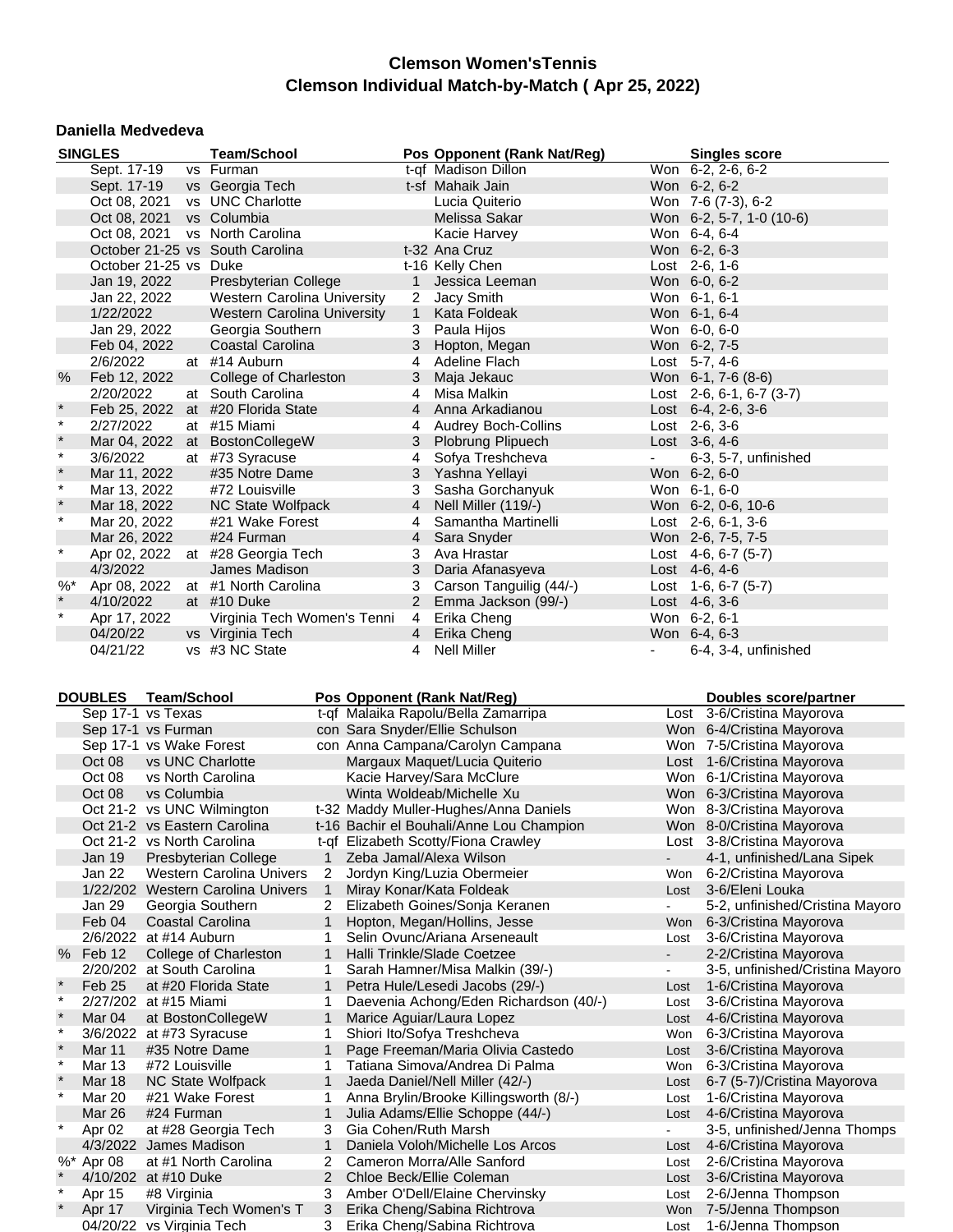# Clemson Women'sTennis
## Clemson Individual Match-by-Match ( Apr 25, 2022)

### Daniella Medvedeva

| SINGLES | | | Team/School | Pos | Opponent (Rank Nat/Reg) | | Singles score |
|---|---|---|---|---|---|---|---|
| | Sept. 17-19 | vs | Furman | t-qf | Madison Dillon | Won | 6-2, 2-6, 6-2 |
| | Sept. 17-19 | vs | Georgia Tech | t-sf | Mahaik Jain | Won | 6-2, 6-2 |
| | Oct 08, 2021 | vs | UNC Charlotte | | Lucia Quiterio | Won | 7-6 (7-3), 6-2 |
| | Oct 08, 2021 | vs | Columbia | | Melissa Sakar | Won | 6-2, 5-7, 1-0 (10-6) |
| | Oct 08, 2021 | vs | North Carolina | | Kacie Harvey | Won | 6-4, 6-4 |
| | October 21-25 | vs | South Carolina | t-32 | Ana Cruz | Won | 6-2, 6-3 |
| | October 21-25 | vs | Duke | t-16 | Kelly Chen | Lost | 2-6, 1-6 |
| | Jan 19, 2022 | | Presbyterian College | 1 | Jessica Leeman | Won | 6-0, 6-2 |
| | Jan 22, 2022 | | Western Carolina University | 2 | Jacy Smith | Won | 6-1, 6-1 |
| | 1/22/2022 | | Western Carolina University | 1 | Kata Foldeak | Won | 6-1, 6-4 |
| | Jan 29, 2022 | | Georgia Southern | 3 | Paula Hijos | Won | 6-0, 6-0 |
| | Feb 04, 2022 | | Coastal Carolina | 3 | Hopton, Megan | Won | 6-2, 7-5 |
| | 2/6/2022 | at | #14 Auburn | 4 | Adeline Flach | Lost | 5-7, 4-6 |
| % | Feb 12, 2022 | | College of Charleston | 3 | Maja Jekauc | Won | 6-1, 7-6 (8-6) |
| | 2/20/2022 | at | South Carolina | 4 | Misa Malkin | Lost | 2-6, 6-1, 6-7 (3-7) |
| * | Feb 25, 2022 | at | #20 Florida State | 4 | Anna Arkadianou | Lost | 6-4, 2-6, 3-6 |
| * | 2/27/2022 | at | #15 Miami | 4 | Audrey Boch-Collins | Lost | 2-6, 3-6 |
| * | Mar 04, 2022 | at | BostonCollegeW | 3 | Plobrung Plipuech | Lost | 3-6, 4-6 |
| * | 3/6/2022 | at | #73 Syracuse | 4 | Sofya Treshcheva | - | 6-3, 5-7, unfinished |
| * | Mar 11, 2022 | | #35 Notre Dame | 3 | Yashna Yellayi | Won | 6-2, 6-0 |
| * | Mar 13, 2022 | | #72 Louisville | 3 | Sasha Gorchanyuk | Won | 6-1, 6-0 |
| * | Mar 18, 2022 | | NC State Wolfpack | 4 | Nell Miller (119/-) | Won | 6-2, 0-6, 10-6 |
| * | Mar 20, 2022 | | #21 Wake Forest | 4 | Samantha Martinelli | Lost | 2-6, 6-1, 3-6 |
| | Mar 26, 2022 | | #24 Furman | 4 | Sara Snyder | Won | 2-6, 7-5, 7-5 |
| * | Apr 02, 2022 | at | #28 Georgia Tech | 3 | Ava Hrastar | Lost | 4-6, 6-7 (5-7) |
| | 4/3/2022 | | James Madison | 3 | Daria Afanasyeva | Lost | 4-6, 4-6 |
| %* | Apr 08, 2022 | at | #1 North Carolina | 3 | Carson Tanguilig (44/-) | Lost | 1-6, 6-7 (5-7) |
| * | 4/10/2022 | at | #10 Duke | 2 | Emma Jackson (99/-) | Lost | 4-6, 3-6 |
| * | Apr 17, 2022 | | Virginia Tech Women's Tenni | 4 | Erika Cheng | Won | 6-2, 6-1 |
| | 04/20/22 | vs | Virginia Tech | 4 | Erika Cheng | Won | 6-4, 6-3 |
| | 04/21/22 | vs | #3 NC State | 4 | Nell Miller | - | 6-4, 3-4, unfinished |

| DOUBLES | | Team/School | Pos | Opponent (Rank Nat/Reg) | | Doubles score/partner |
|---|---|---|---|---|---|---|
| | Sep 17-1 | vs Texas | t-qf | Malaika Rapolu/Bella Zamarripa | Lost | 3-6/Cristina Mayorova |
| | Sep 17-1 | vs Furman | con | Sara Snyder/Ellie Schulson | Won | 6-4/Cristina Mayorova |
| | Sep 17-1 | vs Wake Forest | con | Anna Campana/Carolyn Campana | Won | 7-5/Cristina Mayorova |
| | Oct 08 | vs UNC Charlotte | | Margaux Maquet/Lucia Quiterio | Lost | 1-6/Cristina Mayorova |
| | Oct 08 | vs North Carolina | | Kacie Harvey/Sara McClure | Won | 6-1/Cristina Mayorova |
| | Oct 08 | vs Columbia | | Winta Woldeab/Michelle Xu | Won | 6-3/Cristina Mayorova |
| | Oct 21-2 | vs UNC Wilmington | t-32 | Maddy Muller-Hughes/Anna Daniels | Won | 8-3/Cristina Mayorova |
| | Oct 21-2 | vs Eastern Carolina | t-16 | Bachir el Bouhali/Anne Lou Champion | Won | 8-0/Cristina Mayorova |
| | Oct 21-2 | vs North Carolina | t-qf | Elizabeth Scotty/Fiona Crawley | Lost | 3-8/Cristina Mayorova |
| | Jan 19 | Presbyterian College | 1 | Zeba Jamal/Alexa Wilson | - | 4-1, unfinished/Lana Sipek |
| | Jan 22 | Western Carolina Univers | 2 | Jordyn King/Luzia Obermeier | Won | 6-2/Cristina Mayorova |
| | 1/22/202 | Western Carolina Univers | 1 | Miray Konar/Kata Foldeak | Lost | 3-6/Eleni Louka |
| | Jan 29 | Georgia Southern | 2 | Elizabeth Goines/Sonja Keranen | - | 5-2, unfinished/Cristina Mayoro |
| | Feb 04 | Coastal Carolina | 1 | Hopton, Megan/Hollins, Jesse | Won | 6-3/Cristina Mayorova |
| | 2/6/2022 | at #14 Auburn | 1 | Selin Ovunc/Ariana Arseneault | Lost | 3-6/Cristina Mayorova |
| % | Feb 12 | College of Charleston | 1 | Halli Trinkle/Slade Coetzee | - | 2-2/Cristina Mayorova |
| | 2/20/202 | at South Carolina | 1 | Sarah Hamner/Misa Malkin (39/-) | - | 3-5, unfinished/Cristina Mayoro |
| * | Feb 25 | at #20 Florida State | 1 | Petra Hule/Lesedi Jacobs (29/-) | Lost | 1-6/Cristina Mayorova |
| * | 2/27/202 | at #15 Miami | 1 | Daevenia Achong/Eden Richardson (40/-) | Lost | 3-6/Cristina Mayorova |
| * | Mar 04 | at BostonCollegeW | 1 | Marice Aguiar/Laura Lopez | Lost | 4-6/Cristina Mayorova |
| * | 3/6/2022 | at #73 Syracuse | 1 | Shiori Ito/Sofya Treshcheva | Won | 6-3/Cristina Mayorova |
| * | Mar 11 | #35 Notre Dame | 1 | Page Freeman/Maria Olivia Castedo | Lost | 3-6/Cristina Mayorova |
| * | Mar 13 | #72 Louisville | 1 | Tatiana Simova/Andrea Di Palma | Won | 6-3/Cristina Mayorova |
| * | Mar 18 | NC State Wolfpack | 1 | Jaeda Daniel/Nell Miller (42/-) | Lost | 6-7 (5-7)/Cristina Mayorova |
| * | Mar 20 | #21 Wake Forest | 1 | Anna Brylin/Brooke Killingsworth (8/-) | Lost | 1-6/Cristina Mayorova |
| | Mar 26 | #24 Furman | 1 | Julia Adams/Ellie Schoppe (44/-) | Lost | 4-6/Cristina Mayorova |
| * | Apr 02 | at #28 Georgia Tech | 3 | Gia Cohen/Ruth Marsh | - | 3-5, unfinished/Jenna Thomps |
| | 4/3/2022 | James Madison | 1 | Daniela Voloh/Michelle Los Arcos | Lost | 4-6/Cristina Mayorova |
| %* | Apr 08 | at #1 North Carolina | 2 | Cameron Morra/Alle Sanford | Lost | 2-6/Cristina Mayorova |
| * | 4/10/202 | at #10 Duke | 2 | Chloe Beck/Ellie Coleman | Lost | 3-6/Cristina Mayorova |
| * | Apr 15 | #8 Virginia | 3 | Amber O'Dell/Elaine Chervinsky | Lost | 2-6/Jenna Thompson |
| * | Apr 17 | Virginia Tech Women's T | 3 | Erika Cheng/Sabina Richtrova | Won | 7-5/Jenna Thompson |
| | 04/20/22 | vs Virginia Tech | 3 | Erika Cheng/Sabina Richtrova | Lost | 1-6/Jenna Thompson |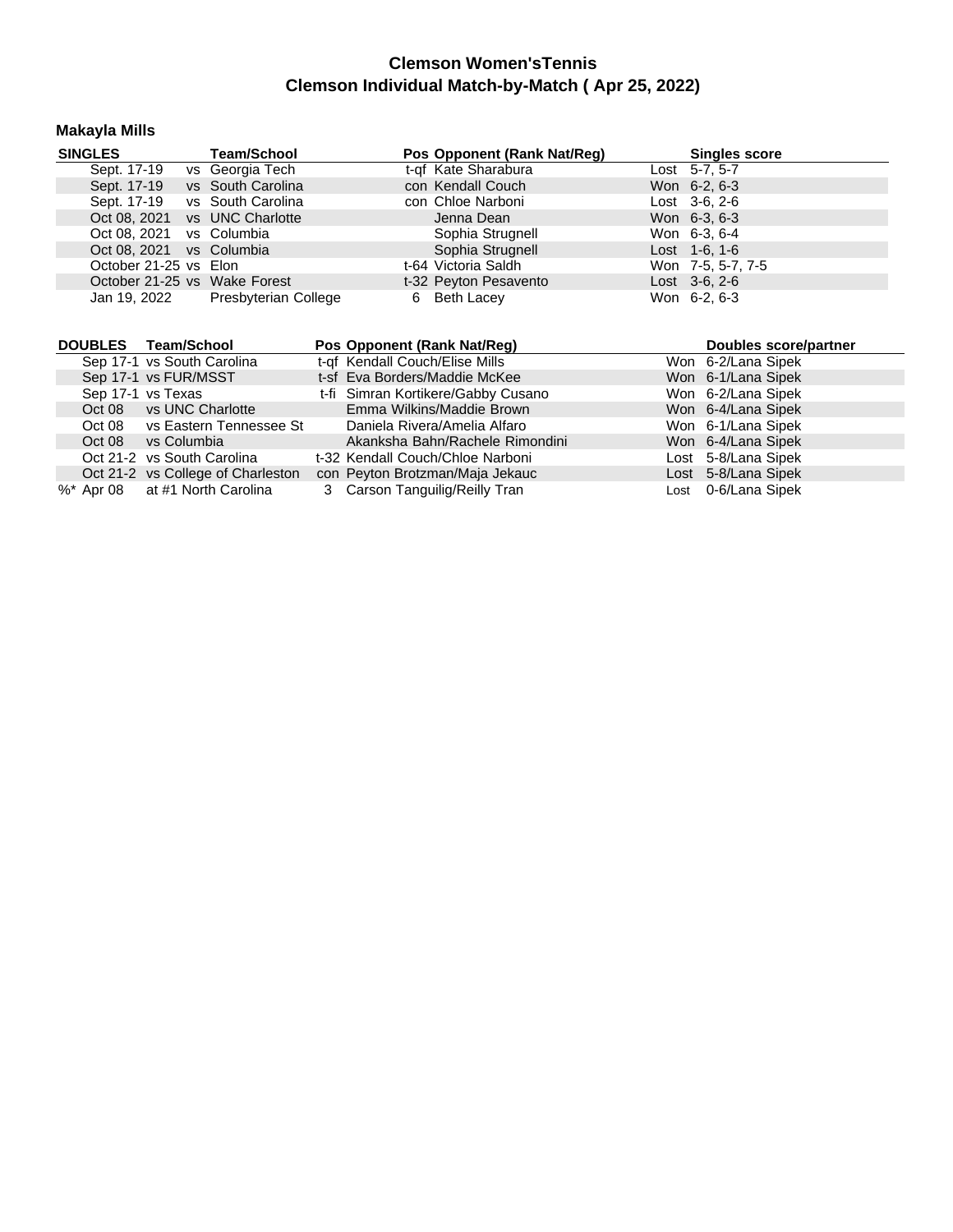# Clemson Women'sTennis
## Clemson Individual Match-by-Match ( Apr 25, 2022)

### Makayla Mills

| SINGLES | Team/School | Pos | Opponent (Rank Nat/Reg) | Singles score |
|---|---|---|---|---|
| Sept. 17-19 | vs Georgia Tech | t-qf | Kate Sharabura | Lost 5-7, 5-7 |
| Sept. 17-19 | vs South Carolina | con | Kendall Couch | Won 6-2, 6-3 |
| Sept. 17-19 | vs South Carolina | con | Chloe Narboni | Lost 3-6, 2-6 |
| Oct 08, 2021 | vs UNC Charlotte | | Jenna Dean | Won 6-3, 6-3 |
| Oct 08, 2021 | vs Columbia | | Sophia Strugnell | Won 6-3, 6-4 |
| Oct 08, 2021 | vs Columbia | | Sophia Strugnell | Lost 1-6, 1-6 |
| October 21-25 | vs Elon | t-64 | Victoria Saldh | Won 7-5, 5-7, 7-5 |
| October 21-25 | vs Wake Forest | t-32 | Peyton Pesavento | Lost 3-6, 2-6 |
| Jan 19, 2022 | Presbyterian College | 6 | Beth Lacey | Won 6-2, 6-3 |

| DOUBLES | Team/School | Pos | Opponent (Rank Nat/Reg) | Doubles score/partner |
|---|---|---|---|---|
| Sep 17-1 | vs South Carolina | t-qf | Kendall Couch/Elise Mills | Won 6-2/Lana Sipek |
| Sep 17-1 | vs FUR/MSST | t-sf | Eva Borders/Maddie McKee | Won 6-1/Lana Sipek |
| Sep 17-1 | vs Texas | t-fi | Simran Kortikere/Gabby Cusano | Won 6-2/Lana Sipek |
| Oct 08 | vs UNC Charlotte | | Emma Wilkins/Maddie Brown | Won 6-4/Lana Sipek |
| Oct 08 | vs Eastern Tennessee St | | Daniela Rivera/Amelia Alfaro | Won 6-1/Lana Sipek |
| Oct 08 | vs Columbia | | Akanksha Bahn/Rachele Rimondini | Won 6-4/Lana Sipek |
| Oct 21-2 | vs South Carolina | t-32 | Kendall Couch/Chloe Narboni | Lost 5-8/Lana Sipek |
| Oct 21-2 | vs College of Charleston | con | Peyton Brotzman/Maja Jekauc | Lost 5-8/Lana Sipek |
| %* Apr 08 | at #1 North Carolina | 3 | Carson Tanguilig/Reilly Tran | Lost 0-6/Lana Sipek |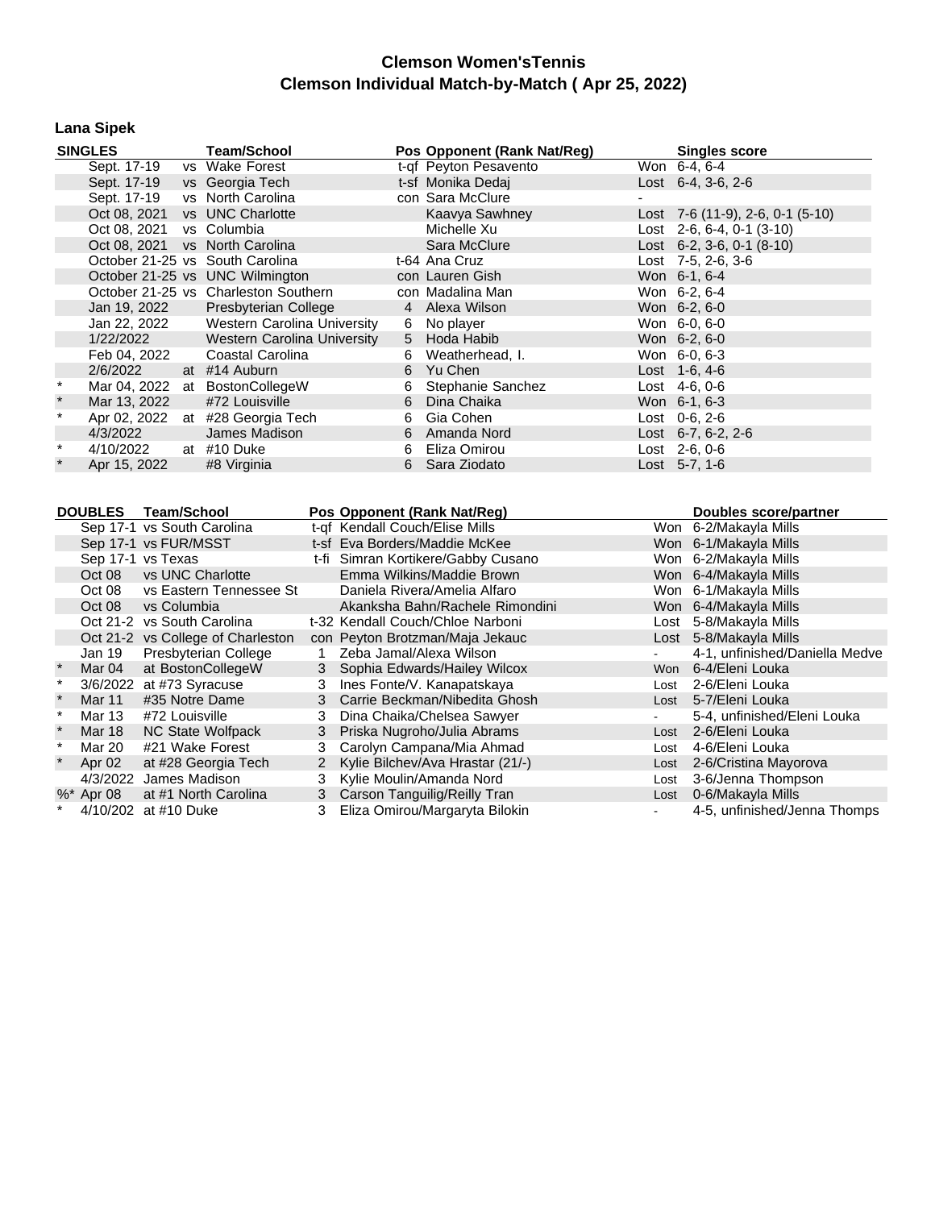# Clemson Women'sTennis
## Clemson Individual Match-by-Match ( Apr 25, 2022)

### Lana Sipek

| | SINGLES | | Team/School | Pos | Opponent (Rank Nat/Reg) | | Singles score |
|---|---|---|---|---|---|---|---|
| | Sept. 17-19 | vs | Wake Forest | t-qf | Peyton Pesavento | Won | 6-4, 6-4 |
| | Sept. 17-19 | vs | Georgia Tech | t-sf | Monika Dedaj | Lost | 6-4, 3-6, 2-6 |
| | Sept. 17-19 | vs | North Carolina | con | Sara McClure | - | |
| | Oct 08, 2021 | vs | UNC Charlotte | | Kaavya Sawhney | Lost | 7-6 (11-9), 2-6, 0-1 (5-10) |
| | Oct 08, 2021 | vs | Columbia | | Michelle Xu | Lost | 2-6, 6-4, 0-1 (3-10) |
| | Oct 08, 2021 | vs | North Carolina | | Sara McClure | Lost | 6-2, 3-6, 0-1 (8-10) |
| | October 21-25 | vs | South Carolina | t-64 | Ana Cruz | Lost | 7-5, 2-6, 3-6 |
| | October 21-25 | vs | UNC Wilmington | con | Lauren Gish | Won | 6-1, 6-4 |
| | October 21-25 | vs | Charleston Southern | con | Madalina Man | Won | 6-2, 6-4 |
| | Jan 19, 2022 | | Presbyterian College | 4 | Alexa Wilson | Won | 6-2, 6-0 |
| | Jan 22, 2022 | | Western Carolina University | 6 | No player | Won | 6-0, 6-0 |
| | 1/22/2022 | | Western Carolina University | 5 | Hoda Habib | Won | 6-2, 6-0 |
| | Feb 04, 2022 | | Coastal Carolina | 6 | Weatherhead, I. | Won | 6-0, 6-3 |
| | 2/6/2022 | at | #14 Auburn | 6 | Yu Chen | Lost | 1-6, 4-6 |
| * | Mar 04, 2022 | at | BostonCollegeW | 6 | Stephanie Sanchez | Lost | 4-6, 0-6 |
| * | Mar 13, 2022 | | #72 Louisville | 6 | Dina Chaika | Won | 6-1, 6-3 |
| * | Apr 02, 2022 | at | #28 Georgia Tech | 6 | Gia Cohen | Lost | 0-6, 2-6 |
| | 4/3/2022 | | James Madison | 6 | Amanda Nord | Lost | 6-7, 6-2, 2-6 |
| * | 4/10/2022 | at | #10 Duke | 6 | Eliza Omirou | Lost | 2-6, 0-6 |
| * | Apr 15, 2022 | | #8 Virginia | 6 | Sara Ziodato | Lost | 5-7, 1-6 |

| | DOUBLES | Team/School | Pos | Opponent (Rank Nat/Reg) | | Doubles score/partner |
|---|---|---|---|---|---|---|
| | Sep 17-1 | vs South Carolina | t-qf | Kendall Couch/Elise Mills | Won | 6-2/Makayla Mills |
| | Sep 17-1 | vs FUR/MSST | t-sf | Eva Borders/Maddie McKee | Won | 6-1/Makayla Mills |
| | Sep 17-1 | vs Texas | t-fi | Simran Kortikere/Gabby Cusano | Won | 6-2/Makayla Mills |
| | Oct 08 | vs UNC Charlotte | | Emma Wilkins/Maddie Brown | Won | 6-4/Makayla Mills |
| | Oct 08 | vs Eastern Tennessee St | | Daniela Rivera/Amelia Alfaro | Won | 6-1/Makayla Mills |
| | Oct 08 | vs Columbia | | Akanksha Bahn/Rachele Rimondini | Won | 6-4/Makayla Mills |
| | Oct 21-2 | vs South Carolina | t-32 | Kendall Couch/Chloe Narboni | Lost | 5-8/Makayla Mills |
| | Oct 21-2 | vs College of Charleston | con | Peyton Brotzman/Maja Jekauc | Lost | 5-8/Makayla Mills |
| | Jan 19 | Presbyterian College | 1 | Zeba Jamal/Alexa Wilson | - | 4-1, unfinished/Daniella Medve |
| * | Mar 04 | at BostonCollegeW | 3 | Sophia Edwards/Hailey Wilcox | Won | 6-4/Eleni Louka |
| * | 3/6/2022 | at #73 Syracuse | 3 | Ines Fonte/V. Kanapatskaya | Lost | 2-6/Eleni Louka |
| * | Mar 11 | #35 Notre Dame | 3 | Carrie Beckman/Nibedita Ghosh | Lost | 5-7/Eleni Louka |
| * | Mar 13 | #72 Louisville | 3 | Dina Chaika/Chelsea Sawyer | - | 5-4, unfinished/Eleni Louka |
| * | Mar 18 | NC State Wolfpack | 3 | Priska Nugroho/Julia Abrams | Lost | 2-6/Eleni Louka |
| * | Mar 20 | #21 Wake Forest | 3 | Carolyn Campana/Mia Ahmad | Lost | 4-6/Eleni Louka |
| * | Apr 02 | at #28 Georgia Tech | 2 | Kylie Bilchev/Ava Hrastar (21/-) | Lost | 2-6/Cristina Mayorova |
| | 4/3/2022 | James Madison | 3 | Kylie Moulin/Amanda Nord | Lost | 3-6/Jenna Thompson |
| %* | Apr 08 | at #1 North Carolina | 3 | Carson Tanguilig/Reilly Tran | Lost | 0-6/Makayla Mills |
| * | 4/10/202 | at #10 Duke | 3 | Eliza Omirou/Margaryta Bilokin | - | 4-5, unfinished/Jenna Thomps |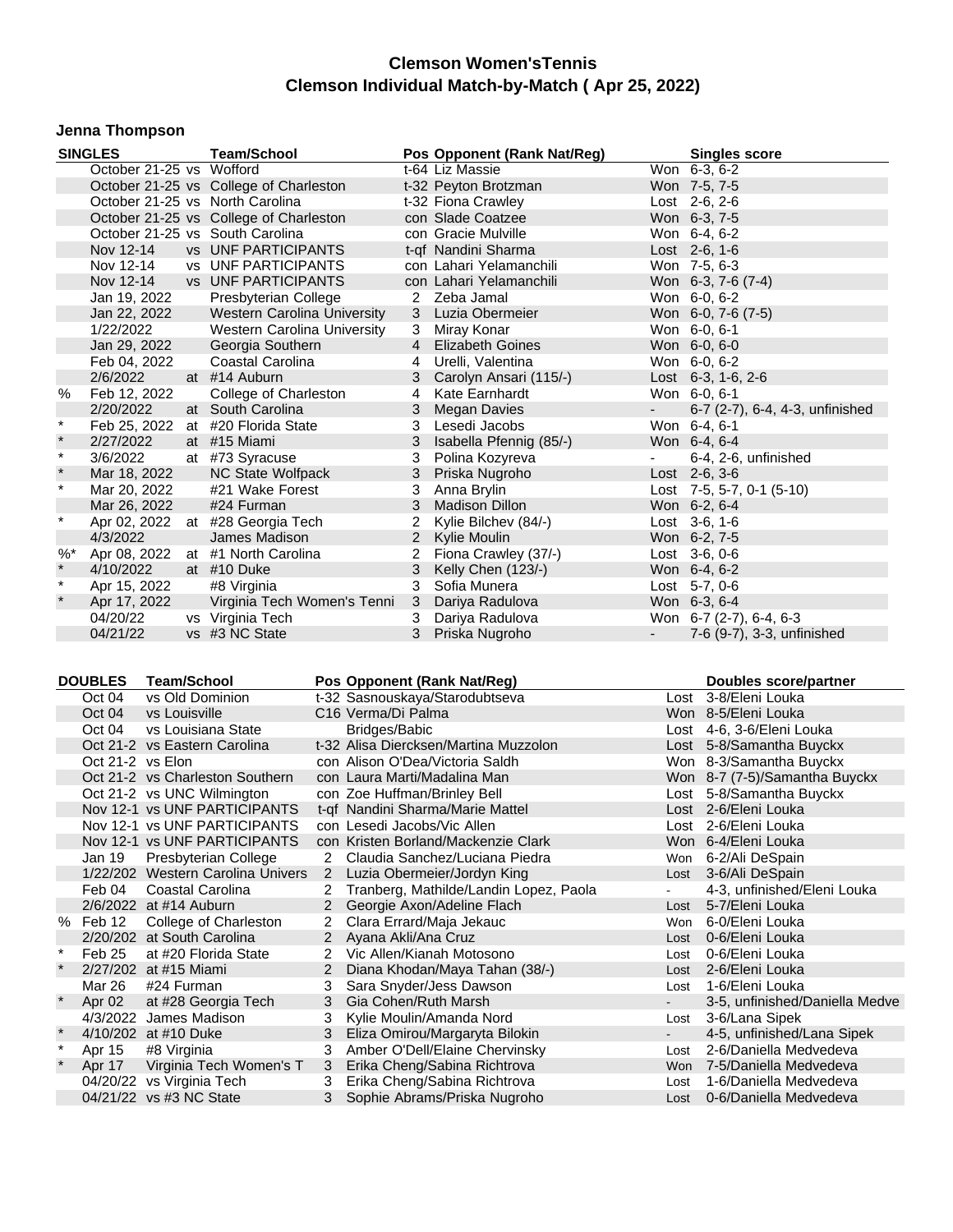# Clemson Women'sTennis
## Clemson Individual Match-by-Match ( Apr 25, 2022)

### Jenna Thompson

| SINGLES | | | Team/School | Pos | Opponent (Rank Nat/Reg) | | Singles score |
|---|---|---|---|---|---|---|---|
| | October 21-25 | vs | Wofford | t-64 | Liz Massie | Won | 6-3, 6-2 |
| | October 21-25 | vs | College of Charleston | t-32 | Peyton Brotzman | Won | 7-5, 7-5 |
| | October 21-25 | vs | North Carolina | t-32 | Fiona Crawley | Lost | 2-6, 2-6 |
| | October 21-25 | vs | College of Charleston | con | Slade Coatzee | Won | 6-3, 7-5 |
| | October 21-25 | vs | South Carolina | con | Gracie Mulville | Won | 6-4, 6-2 |
| | Nov 12-14 | vs | UNF PARTICIPANTS | t-qf | Nandini Sharma | Lost | 2-6, 1-6 |
| | Nov 12-14 | vs | UNF PARTICIPANTS | con | Lahari Yelamanchili | Won | 7-5, 6-3 |
| | Nov 12-14 | vs | UNF PARTICIPANTS | con | Lahari Yelamanchili | Won | 6-3, 7-6 (7-4) |
| | Jan 19, 2022 | | Presbyterian College | 2 | Zeba Jamal | Won | 6-0, 6-2 |
| | Jan 22, 2022 | | Western Carolina University | 3 | Luzia Obermeier | Won | 6-0, 7-6 (7-5) |
| | 1/22/2022 | | Western Carolina University | 3 | Miray Konar | Won | 6-0, 6-1 |
| | Jan 29, 2022 | | Georgia Southern | 4 | Elizabeth Goines | Won | 6-0, 6-0 |
| | Feb 04, 2022 | | Coastal Carolina | 4 | Urelli, Valentina | Won | 6-0, 6-2 |
| | 2/6/2022 | at | #14 Auburn | 3 | Carolyn Ansari (115/-) | Lost | 6-3, 1-6, 2-6 |
| % | Feb 12, 2022 | | College of Charleston | 4 | Kate Earnhardt | Won | 6-0, 6-1 |
| | 2/20/2022 | at | South Carolina | 3 | Megan Davies | - | 6-7 (2-7), 6-4, 4-3, unfinished |
| * | Feb 25, 2022 | at | #20 Florida State | 3 | Lesedi Jacobs | Won | 6-4, 6-1 |
| * | 2/27/2022 | at | #15 Miami | 3 | Isabella Pfennig (85/-) | Won | 6-4, 6-4 |
| * | 3/6/2022 | at | #73 Syracuse | 3 | Polina Kozyreva | - | 6-4, 2-6, unfinished |
| * | Mar 18, 2022 | | NC State Wolfpack | 3 | Priska Nugroho | Lost | 2-6, 3-6 |
| * | Mar 20, 2022 | | #21 Wake Forest | 3 | Anna Brylin | Lost | 7-5, 5-7, 0-1 (5-10) |
| | Mar 26, 2022 | | #24 Furman | 3 | Madison Dillon | Won | 6-2, 6-4 |
| * | Apr 02, 2022 | at | #28 Georgia Tech | 2 | Kylie Bilchev (84/-) | Lost | 3-6, 1-6 |
| | 4/3/2022 | | James Madison | 2 | Kylie Moulin | Won | 6-2, 7-5 |
| %* | Apr 08, 2022 | at | #1 North Carolina | 2 | Fiona Crawley (37/-) | Lost | 3-6, 0-6 |
| * | 4/10/2022 | at | #10 Duke | 3 | Kelly Chen (123/-) | Won | 6-4, 6-2 |
| * | Apr 15, 2022 | | #8 Virginia | 3 | Sofia Munera | Lost | 5-7, 0-6 |
| * | Apr 17, 2022 | | Virginia Tech Women's Tenni | 3 | Dariya Radulova | Won | 6-3, 6-4 |
| | 04/20/22 | vs | Virginia Tech | 3 | Dariya Radulova | Won | 6-7 (2-7), 6-4, 6-3 |
| | 04/21/22 | vs | #3 NC State | 3 | Priska Nugroho | - | 7-6 (9-7), 3-3, unfinished |

| DOUBLES | | Team/School | Pos | Opponent (Rank Nat/Reg) | | Doubles score/partner |
|---|---|---|---|---|---|---|
| | Oct 04 | vs Old Dominion | t-32 | Sasnouskaya/Starodubtseva | Lost | 3-8/Eleni Louka |
| | Oct 04 | vs Louisville | C16 | Verma/Di Palma | Won | 8-5/Eleni Louka |
| | Oct 04 | vs Louisiana State | | Bridges/Babic | Lost | 4-6, 3-6/Eleni Louka |
| | Oct 21-2 | vs Eastern Carolina | t-32 | Alisa Diercksen/Martina Muzzolon | Lost | 5-8/Samantha Buyckx |
| | Oct 21-2 | vs Elon | con | Alison O'Dea/Victoria Saldh | Won | 8-3/Samantha Buyckx |
| | Oct 21-2 | vs Charleston Southern | con | Laura Marti/Madalina Man | Won | 8-7 (7-5)/Samantha Buyckx |
| | Oct 21-2 | vs UNC Wilmington | con | Zoe Huffman/Brinley Bell | Lost | 5-8/Samantha Buyckx |
| | Nov 12-1 | vs UNF PARTICIPANTS | t-qf | Nandini Sharma/Marie Mattel | Lost | 2-6/Eleni Louka |
| | Nov 12-1 | vs UNF PARTICIPANTS | con | Lesedi Jacobs/Vic Allen | Lost | 2-6/Eleni Louka |
| | Nov 12-1 | vs UNF PARTICIPANTS | con | Kristen Borland/Mackenzie Clark | Won | 6-4/Eleni Louka |
| | Jan 19 | Presbyterian College | 2 | Claudia Sanchez/Luciana Piedra | Won | 6-2/Ali DeSpain |
| | 1/22/202 | Western Carolina Univers | 2 | Luzia Obermeier/Jordyn King | Lost | 3-6/Ali DeSpain |
| | Feb 04 | Coastal Carolina | 2 | Tranberg, Mathilde/Landin Lopez, Paola | - | 4-3, unfinished/Eleni Louka |
| | 2/6/202 | at #14 Auburn | 2 | Georgie Axon/Adeline Flach | Lost | 5-7/Eleni Louka |
| % | Feb 12 | College of Charleston | 2 | Clara Errard/Maja Jekauc | Won | 6-0/Eleni Louka |
| | 2/20/202 | at South Carolina | 2 | Ayana Akli/Ana Cruz | Lost | 0-6/Eleni Louka |
| * | Feb 25 | at #20 Florida State | 2 | Vic Allen/Kianah Motosono | Lost | 0-6/Eleni Louka |
| * | 2/27/202 | at #15 Miami | 2 | Diana Khodan/Maya Tahan (38/-) | Lost | 2-6/Eleni Louka |
| | Mar 26 | #24 Furman | 3 | Sara Snyder/Jess Dawson | Lost | 1-6/Eleni Louka |
| * | Apr 02 | at #28 Georgia Tech | 3 | Gia Cohen/Ruth Marsh | - | 3-5, unfinished/Daniella Medve |
| | 4/3/2022 | James Madison | 3 | Kylie Moulin/Amanda Nord | Lost | 3-6/Lana Sipek |
| * | 4/10/202 | at #10 Duke | 3 | Eliza Omirou/Margaryta Bilokin | - | 4-5, unfinished/Lana Sipek |
| * | Apr 15 | #8 Virginia | 3 | Amber O'Dell/Elaine Chervinsky | Lost | 2-6/Daniella Medvedeva |
| * | Apr 17 | Virginia Tech Women's T | 3 | Erika Cheng/Sabina Richtrova | Won | 7-5/Daniella Medvedeva |
| | 04/20/22 | vs Virginia Tech | 3 | Erika Cheng/Sabina Richtrova | Lost | 1-6/Daniella Medvedeva |
| | 04/21/22 | vs #3 NC State | 3 | Sophie Abrams/Priska Nugroho | Lost | 0-6/Daniella Medvedeva |